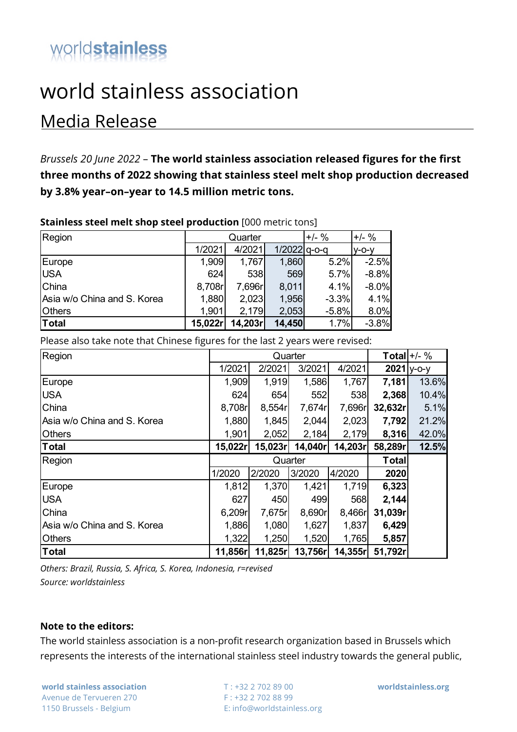worldstainless

# world stainless association

## Media Release

*Brussels 20 June 2022* – **The world stainless association released figures for the first three months of 2022 showing that stainless steel melt shop production decreased by 3.8% year–on–year to 14.5 million metric tons.**

**Stainless steel melt shop steel production** [000 metric tons]

| Region | Quarter | | | +/- % | +/- % |
|---|---|---|---|---|---|
| | 1/2021 | 4/2021 | 1/2022 | q-o-q | y-o-y |
| Europe | 1,909 | 1,767 | 1,860 | 5.2% | -2.5% |
| USA | 624 | 538 | 569 | 5.7% | -8.8% |
| China | 8,708r | 7,696r | 8,011 | 4.1% | -8.0% |
| Asia w/o China and S. Korea | 1,880 | 2,023 | 1,956 | -3.3% | 4.1% |
| Others | 1,901 | 2,179 | 2,053 | -5.8% | 8.0% |
| **Total** | **15,022r** | **14,203r** | **14,450** | 1.7% | -3.8% |

Please also take note that Chinese figures for the last 2 years were revised:

| Region | Quarter | | | | **Total** | +/- % |
|---|---|---|---|---|---|---|
| | 1/2021 | 2/2021 | 3/2021 | 4/2021 | **2021** | y-o-y |
| Europe | 1,909 | 1,919 | 1,586 | 1,767 | **7,181** | 13.6% |
| USA | 624 | 654 | 552 | 538 | **2,368** | 10.4% |
| China | 8,708r | 8,554r | 7,674r | 7,696r | **32,632r** | 5.1% |
| Asia w/o China and S. Korea | 1,880 | 1,845 | 2,044 | 2,023 | **7,792** | 21.2% |
| Others | 1,901 | 2,052 | 2,184 | 2,179 | **8,316** | 42.0% |
| **Total** | **15,022r** | **15,023r** | **14,040r** | **14,203r** | **58,289r** | **12.5%** |
| Region | Quarter | | | | **Total** | |
| | 1/2020 | 2/2020 | 3/2020 | 4/2020 | **2020** | |
| Europe | 1,812 | 1,370 | 1,421 | 1,719 | **6,323** | |
| USA | 627 | 450 | 499 | 568 | **2,144** | |
| China | 6,209r | 7,675r | 8,690r | 8,466r | **31,039r** | |
| Asia w/o China and S. Korea | 1,886 | 1,080 | 1,627 | 1,837 | **6,429** | |
| Others | 1,322 | 1,250 | 1,520 | 1,765 | **5,857** | |
| **Total** | **11,856r** | **11,825r** | **13,756r** | **14,355r** | **51,792r** | |

*Others: Brazil, Russia, S. Africa, S. Korea, Indonesia, r=revised*

*Source: worldstainless*

**Note to the editors:**

The world stainless association is a non-profit research organization based in Brussels which represents the interests of the international stainless steel industry towards the general public,

**world stainless association**
Avenue de Tervueren 270
1150 Brussels - Belgium

T : +32 2 702 89 00
F : +32 2 702 88 99
E: info@worldstainless.org

**worldstainless.org**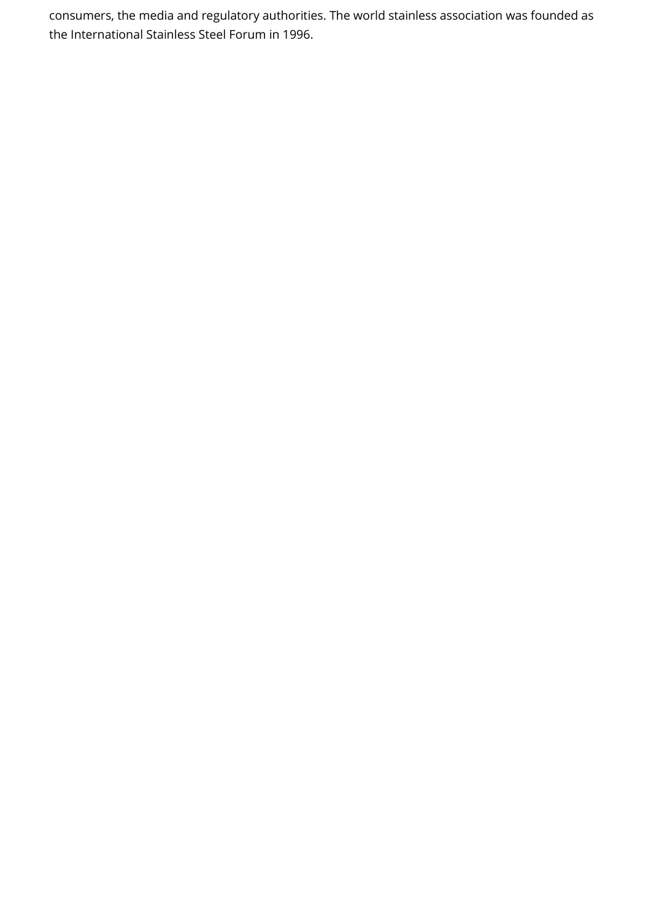consumers, the media and regulatory authorities. The world stainless association was founded as the International Stainless Steel Forum in 1996.